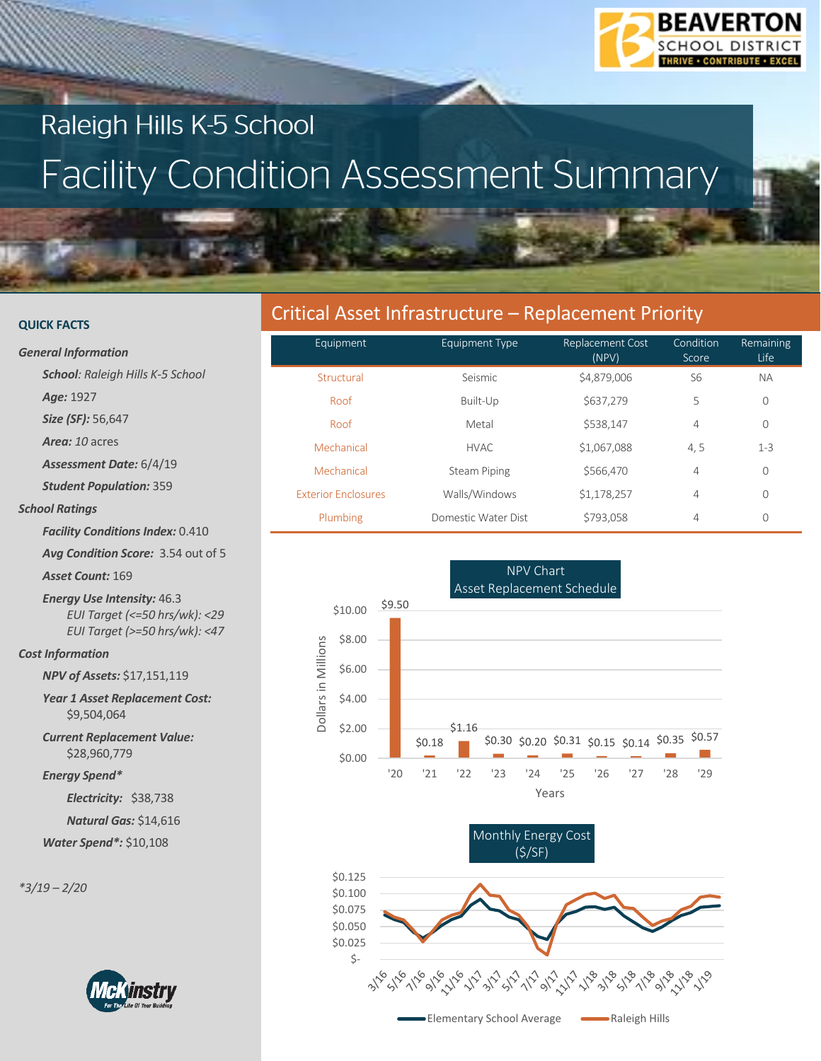BEAVERTON SCHOOL DISTRICT
THRIVE • CONTRIBUTE • EXCEL

# Raleigh Hills K-5 School

# Facility Condition Assessment Summary

## QUICK FACTS

***General Information***

- ***School**: Raleigh Hills K-5 School*
- ***Age:*** 1927
- ***Size (SF):*** 56,647
- ***Area:*** *10* acres
- ***Assessment Date:*** 6/4/19
- ***Student Population:*** 359

***School Ratings***

- ***Facility Conditions Index:*** 0.410
- ***Avg Condition Score:*** 3.54 out of 5
- ***Asset Count:*** 169
- ***Energy Use Intensity:*** 46.3
  - *EUI Target (<=50 hrs/wk): <29*
  - *EUI Target (>=50 hrs/wk): <47*

***Cost Information***

- ***NPV of Assets:*** $17,151,119
- ***Year 1 Asset Replacement Cost:*** $9,504,064
- ***Current Replacement Value:*** $28,960,779
- ***Energy Spend****
  - ***Electricity:*** $38,738
  - ***Natural Gas:*** $14,616
- ***Water Spend*:*** $10,108

**3/19 – 2/20*

## Critical Asset Infrastructure – Replacement Priority

| Equipment | Equipment Type | Replacement Cost (NPV) | Condition Score | Remaining Life |
|---|---|---|---|---|
| Structural | Seismic | $4,879,006 | S6 | NA |
| Roof | Built-Up | $637,279 | 5 | 0 |
| Roof | Metal | $538,147 | 4 | 0 |
| Mechanical | HVAC | $1,067,088 | 4, 5 | 1-3 |
| Mechanical | Steam Piping | $566,470 | 4 | 0 |
| Exterior Enclosures | Walls/Windows | $1,178,257 | 4 | 0 |
| Plumbing | Domestic Water Dist | $793,058 | 4 | 0 |

NPV Chart
Asset Replacement Schedule

Dollars in Millions
$10.00
$8.00
$6.00
$4.00
$2.00
$0.00

$9.50 $0.18 $1.16 $0.30 $0.20 $0.31 $0.15 $0.14 $0.35 $0.57

'20 '21 '22 '23 '24 '25 '26 '27 '28 '29

Years

Monthly Energy Cost
($/SF)

$0.125
$0.100
$0.075
$0.050
$0.025
$-

3/16 5/16 7/16 9/16 11/16 1/17 3/17 5/17 7/17 9/17 11/17 1/18 3/18 5/18 7/18 9/18 11/18 1/19

Elementary School Average
Raleigh Hills

McKinstry
For The Life Of Your Building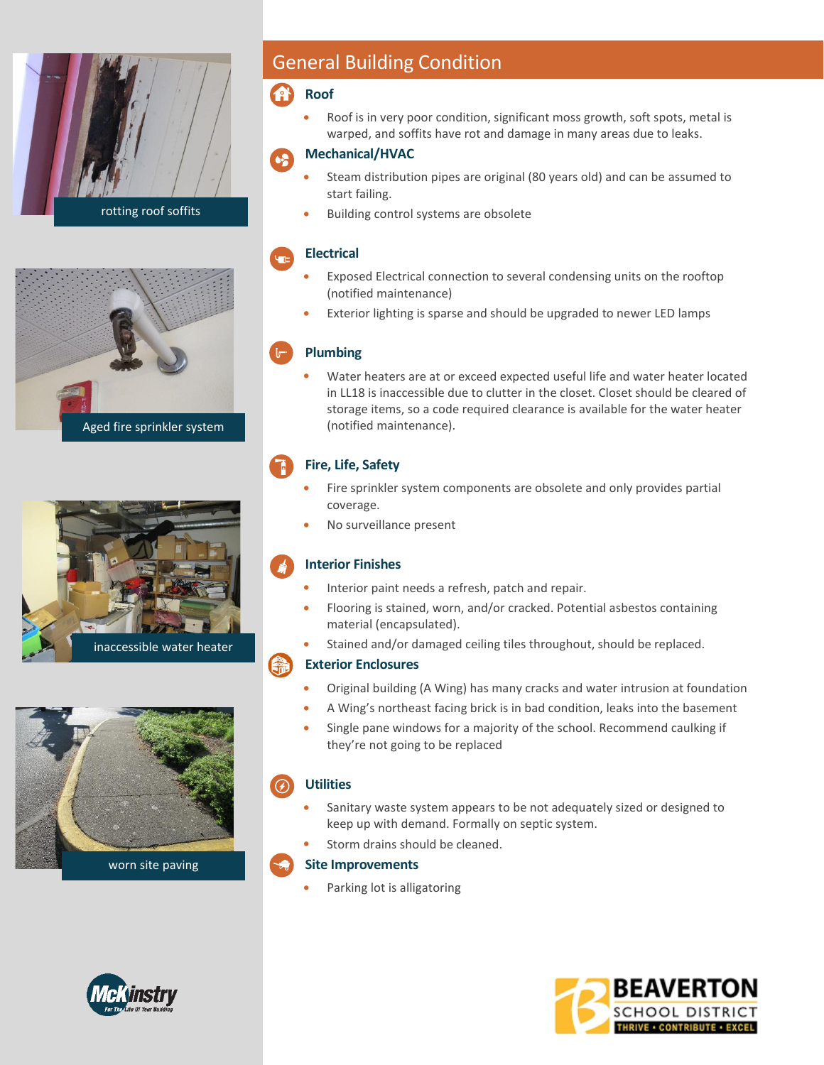rotting roof soffits

Aged fire sprinkler system

inaccessible water heater

worn site paving

## General Building Condition

### Roof

- Roof is in very poor condition, significant moss growth, soft spots, metal is warped, and soffits have rot and damage in many areas due to leaks.

### Mechanical/HVAC

- Steam distribution pipes are original (80 years old) and can be assumed to start failing.
- Building control systems are obsolete

### Electrical

- Exposed Electrical connection to several condensing units on the rooftop (notified maintenance)
- Exterior lighting is sparse and should be upgraded to newer LED lamps

### Plumbing

- Water heaters are at or exceed expected useful life and water heater located in LL18 is inaccessible due to clutter in the closet. Closet should be cleared of storage items, so a code required clearance is available for the water heater (notified maintenance).

### Fire, Life, Safety

- Fire sprinkler system components are obsolete and only provides partial coverage.
- No surveillance present

### Interior Finishes

- Interior paint needs a refresh, patch and repair.
- Flooring is stained, worn, and/or cracked. Potential asbestos containing material (encapsulated).
- Stained and/or damaged ceiling tiles throughout, should be replaced.

### Exterior Enclosures

- Original building (A Wing) has many cracks and water intrusion at foundation
- A Wing's northeast facing brick is in bad condition, leaks into the basement
- Single pane windows for a majority of the school. Recommend caulking if they're not going to be replaced

### Utilities

- Sanitary waste system appears to be not adequately sized or designed to keep up with demand. Formally on septic system.
- Storm drains should be cleaned.

### Site Improvements

- Parking lot is alligatoring

McKinstry
For The Life Of Your Building

BEAVERTON SCHOOL DISTRICT
THRIVE • CONTRIBUTE • EXCEL